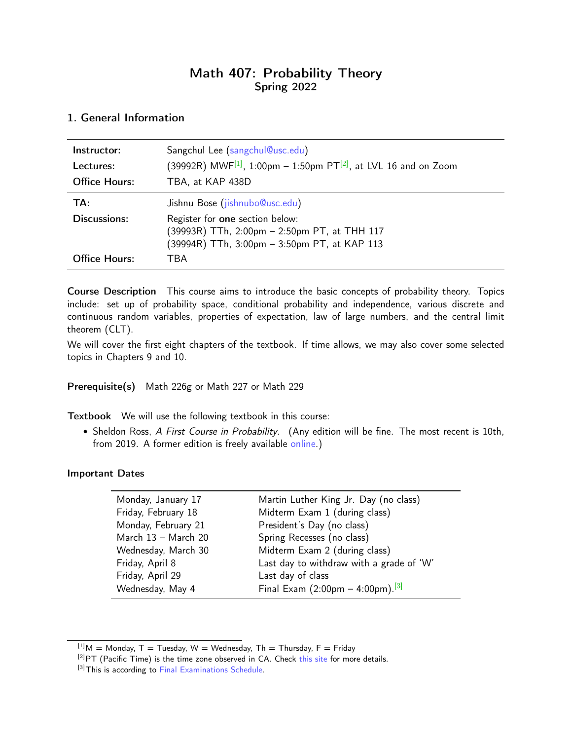# Math 407: Probability Theory
## Spring 2022

## 1. General Information

| | |
|---|---|
| **Instructor:** | Sangchul Lee (sangchul@usc.edu) |
| **Lectures:** | (39992R) MWF[1], 1:00pm – 1:50pm PT[2], at LVL 16 and on Zoom |
| **Office Hours:** | TBA, at KAP 438D |
| **TA:** | Jishnu Bose (jishnubo@usc.edu) |
| **Discussions:** | Register for **one** section below:<br>(39993R) TTh, 2:00pm – 2:50pm PT, at THH 117<br>(39994R) TTh, 3:00pm – 3:50pm PT, at KAP 113 |
| **Office Hours:** | TBA |

**Course Description** This course aims to introduce the basic concepts of probability theory. Topics include: set up of probability space, conditional probability and independence, various discrete and continuous random variables, properties of expectation, law of large numbers, and the central limit theorem (CLT).

We will cover the first eight chapters of the textbook. If time allows, we may also cover some selected topics in Chapters 9 and 10.

**Prerequisite(s)** Math 226g or Math 227 or Math 229

**Textbook** We will use the following textbook in this course:

- Sheldon Ross, *A First Course in Probability*. (Any edition will be fine. The most recent is 10th, from 2019. A former edition is freely available online.)

**Important Dates**

| | |
|---|---|
| Monday, January 17 | Martin Luther King Jr. Day (no class) |
| Friday, February 18 | Midterm Exam 1 (during class) |
| Monday, February 21 | President's Day (no class) |
| March 13 – March 20 | Spring Recesses (no class) |
| Wednesday, March 30 | Midterm Exam 2 (during class) |
| Friday, April 8 | Last day to withdraw with a grade of 'W' |
| Friday, April 29 | Last day of class |
| Wednesday, May 4 | Final Exam (2:00pm – 4:00pm).[3] |

[1] M = Monday, T = Tuesday, W = Wednesday, Th = Thursday, F = Friday

[2] PT (Pacific Time) is the time zone observed in CA. Check this site for more details.

[3] This is according to Final Examinations Schedule.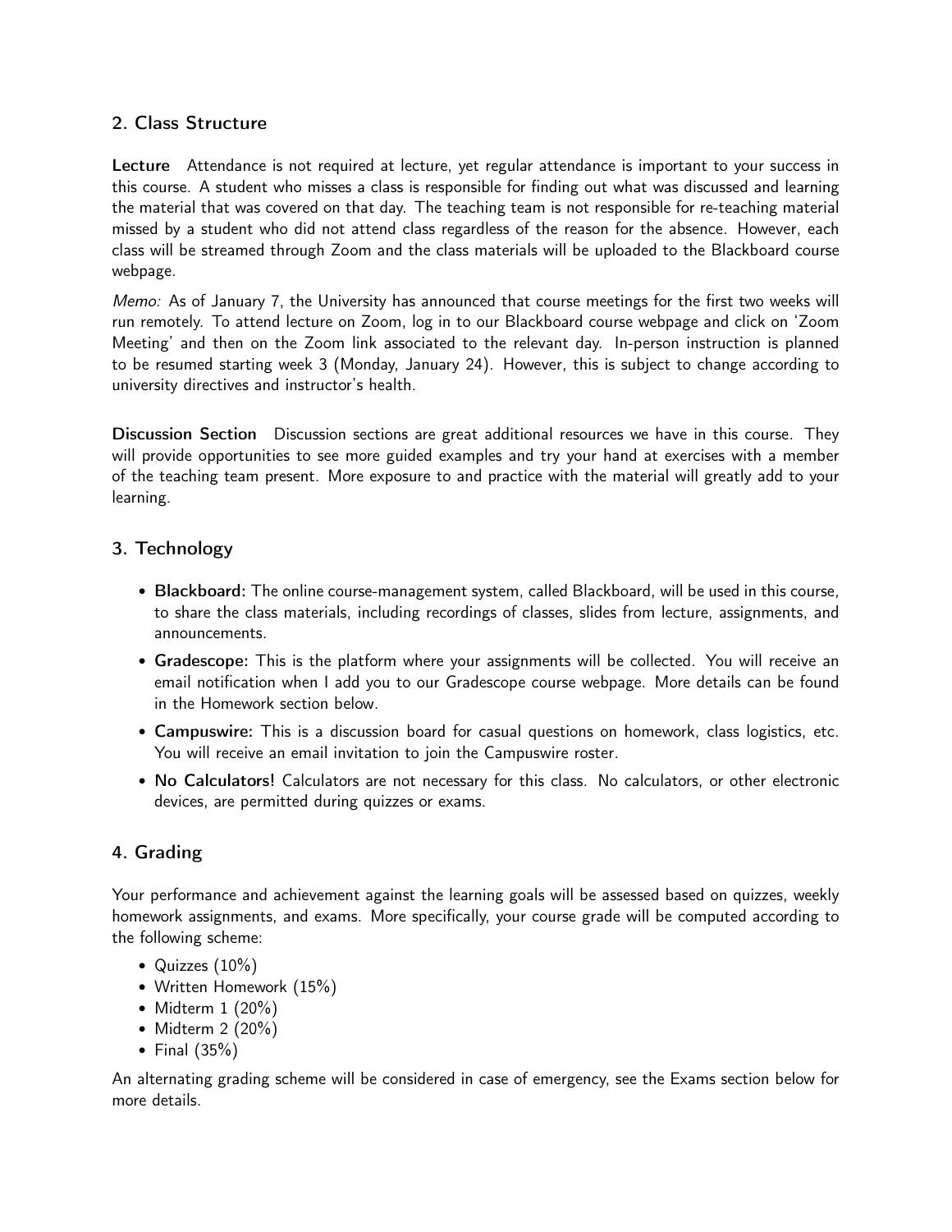## 2. Class Structure

**Lecture** Attendance is not required at lecture, yet regular attendance is important to your success in this course. A student who misses a class is responsible for finding out what was discussed and learning the material that was covered on that day. The teaching team is not responsible for re-teaching material missed by a student who did not attend class regardless of the reason for the absence. However, each class will be streamed through Zoom and the class materials will be uploaded to the Blackboard course webpage.

*Memo:* As of January 7, the University has announced that course meetings for the first two weeks will run remotely. To attend lecture on Zoom, log in to our Blackboard course webpage and click on 'Zoom Meeting' and then on the Zoom link associated to the relevant day. In-person instruction is planned to be resumed starting week 3 (Monday, January 24). However, this is subject to change according to university directives and instructor's health.

**Discussion Section** Discussion sections are great additional resources we have in this course. They will provide opportunities to see more guided examples and try your hand at exercises with a member of the teaching team present. More exposure to and practice with the material will greatly add to your learning.

## 3. Technology

- **Blackboard:** The online course-management system, called Blackboard, will be used in this course, to share the class materials, including recordings of classes, slides from lecture, assignments, and announcements.
- **Gradescope:** This is the platform where your assignments will be collected. You will receive an email notification when I add you to our Gradescope course webpage. More details can be found in the Homework section below.
- **Campuswire:** This is a discussion board for casual questions on homework, class logistics, etc. You will receive an email invitation to join the Campuswire roster.
- **No Calculators!** Calculators are not necessary for this class. No calculators, or other electronic devices, are permitted during quizzes or exams.

## 4. Grading

Your performance and achievement against the learning goals will be assessed based on quizzes, weekly homework assignments, and exams. More specifically, your course grade will be computed according to the following scheme:

- Quizzes (10%)
- Written Homework (15%)
- Midterm 1 (20%)
- Midterm 2 (20%)
- Final (35%)

An alternating grading scheme will be considered in case of emergency, see the Exams section below for more details.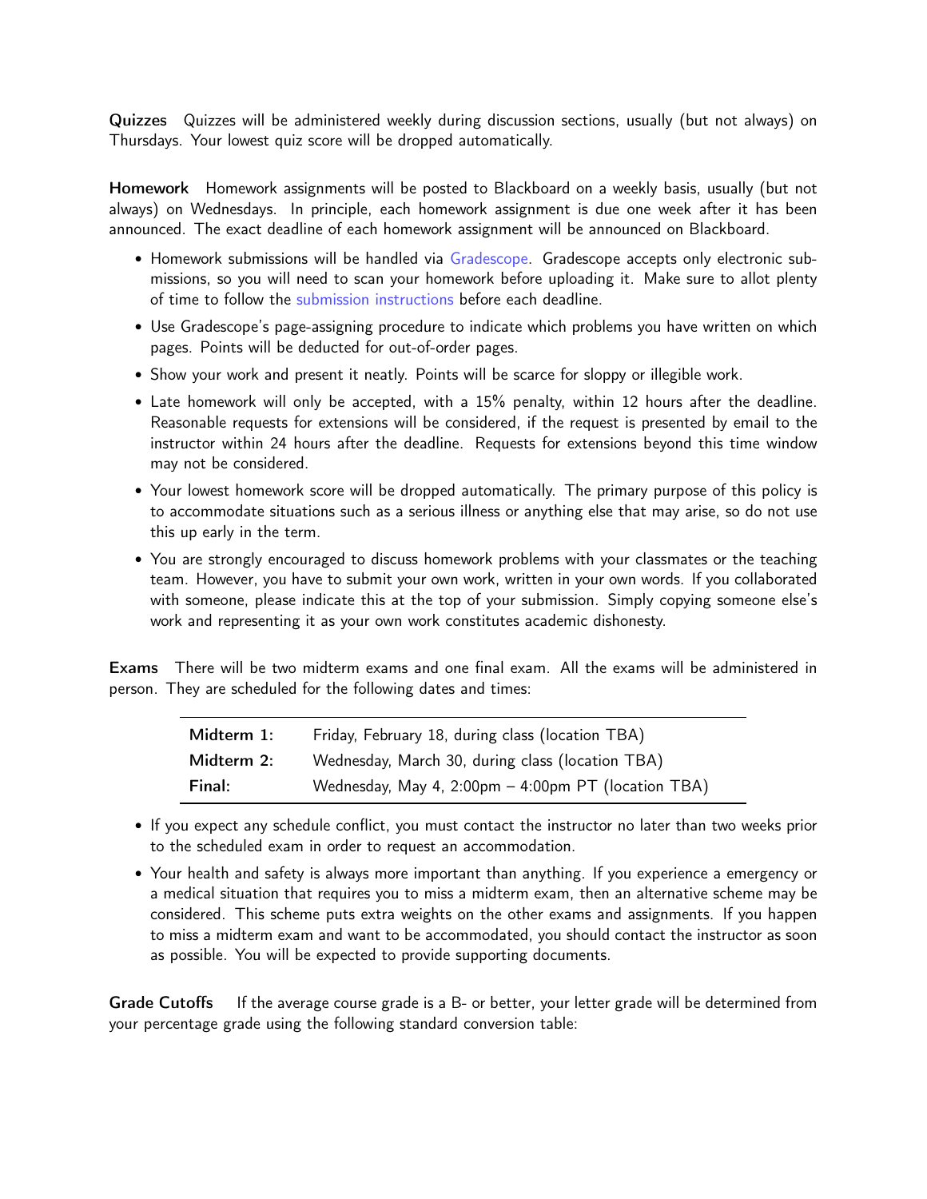**Quizzes** Quizzes will be administered weekly during discussion sections, usually (but not always) on Thursdays. Your lowest quiz score will be dropped automatically.

**Homework** Homework assignments will be posted to Blackboard on a weekly basis, usually (but not always) on Wednesdays. In principle, each homework assignment is due one week after it has been announced. The exact deadline of each homework assignment will be announced on Blackboard.

- Homework submissions will be handled via Gradescope. Gradescope accepts only electronic submissions, so you will need to scan your homework before uploading it. Make sure to allot plenty of time to follow the submission instructions before each deadline.
- Use Gradescope's page-assigning procedure to indicate which problems you have written on which pages. Points will be deducted for out-of-order pages.
- Show your work and present it neatly. Points will be scarce for sloppy or illegible work.
- Late homework will only be accepted, with a 15% penalty, within 12 hours after the deadline. Reasonable requests for extensions will be considered, if the request is presented by email to the instructor within 24 hours after the deadline. Requests for extensions beyond this time window may not be considered.
- Your lowest homework score will be dropped automatically. The primary purpose of this policy is to accommodate situations such as a serious illness or anything else that may arise, so do not use this up early in the term.
- You are strongly encouraged to discuss homework problems with your classmates or the teaching team. However, you have to submit your own work, written in your own words. If you collaborated with someone, please indicate this at the top of your submission. Simply copying someone else's work and representing it as your own work constitutes academic dishonesty.

**Exams** There will be two midterm exams and one final exam. All the exams will be administered in person. They are scheduled for the following dates and times:

| | |
|---|---|
| **Midterm 1:** | Friday, February 18, during class (location TBA) |
| **Midterm 2:** | Wednesday, March 30, during class (location TBA) |
| **Final:** | Wednesday, May 4, 2:00pm – 4:00pm PT (location TBA) |

- If you expect any schedule conflict, you must contact the instructor no later than two weeks prior to the scheduled exam in order to request an accommodation.
- Your health and safety is always more important than anything. If you experience a emergency or a medical situation that requires you to miss a midterm exam, then an alternative scheme may be considered. This scheme puts extra weights on the other exams and assignments. If you happen to miss a midterm exam and want to be accommodated, you should contact the instructor as soon as possible. You will be expected to provide supporting documents.

**Grade Cutoffs** If the average course grade is a B- or better, your letter grade will be determined from your percentage grade using the following standard conversion table: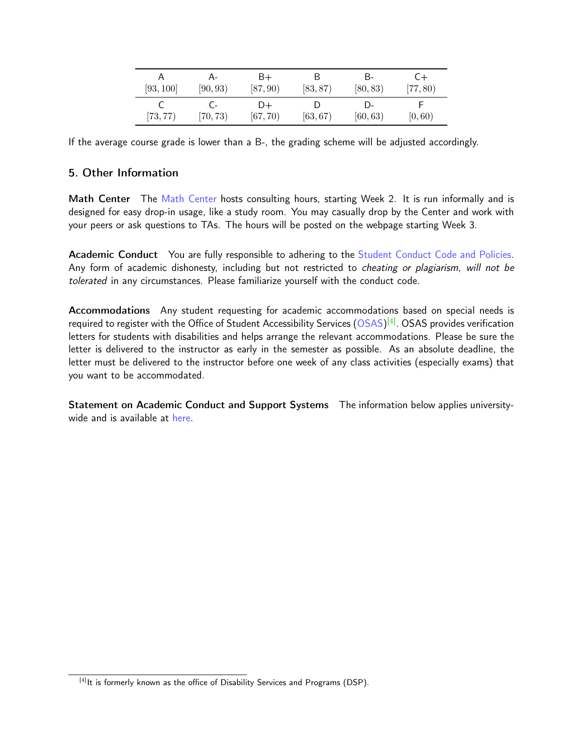| | | | | | |
|---|---|---|---|---|---|
| A | A- | B+ | B | B- | C+ |
| $[93, 100]$ | $[90, 93)$ | $[87, 90)$ | $[83, 87)$ | $[80, 83)$ | $[77, 80)$ |
| C | C- | D+ | D | D- | F |
| $[73, 77)$ | $[70, 73)$ | $[67, 70)$ | $[63, 67)$ | $[60, 63)$ | $[0, 60)$ |

If the average course grade is lower than a B-, the grading scheme will be adjusted accordingly.

## 5. Other Information

**Math Center** The Math Center hosts consulting hours, starting Week 2. It is run informally and is designed for easy drop-in usage, like a study room. You may casually drop by the Center and work with your peers or ask questions to TAs. The hours will be posted on the webpage starting Week 3.

**Academic Conduct** You are fully responsible to adhering to the Student Conduct Code and Policies. Any form of academic dishonesty, including but not restricted to *cheating or plagiarism, will not be tolerated* in any circumstances. Please familiarize yourself with the conduct code.

**Accommodations** Any student requesting for academic accommodations based on special needs is required to register with the Office of Student Accessibility Services (OSAS)[4]. OSAS provides verification letters for students with disabilities and helps arrange the relevant accommodations. Please be sure the letter is delivered to the instructor as early in the semester as possible. As an absolute deadline, the letter must be delivered to the instructor before one week of any class activities (especially exams) that you want to be accommodated.

**Statement on Academic Conduct and Support Systems** The information below applies university-wide and is available at here.

[4] It is formerly known as the office of Disability Services and Programs (DSP).